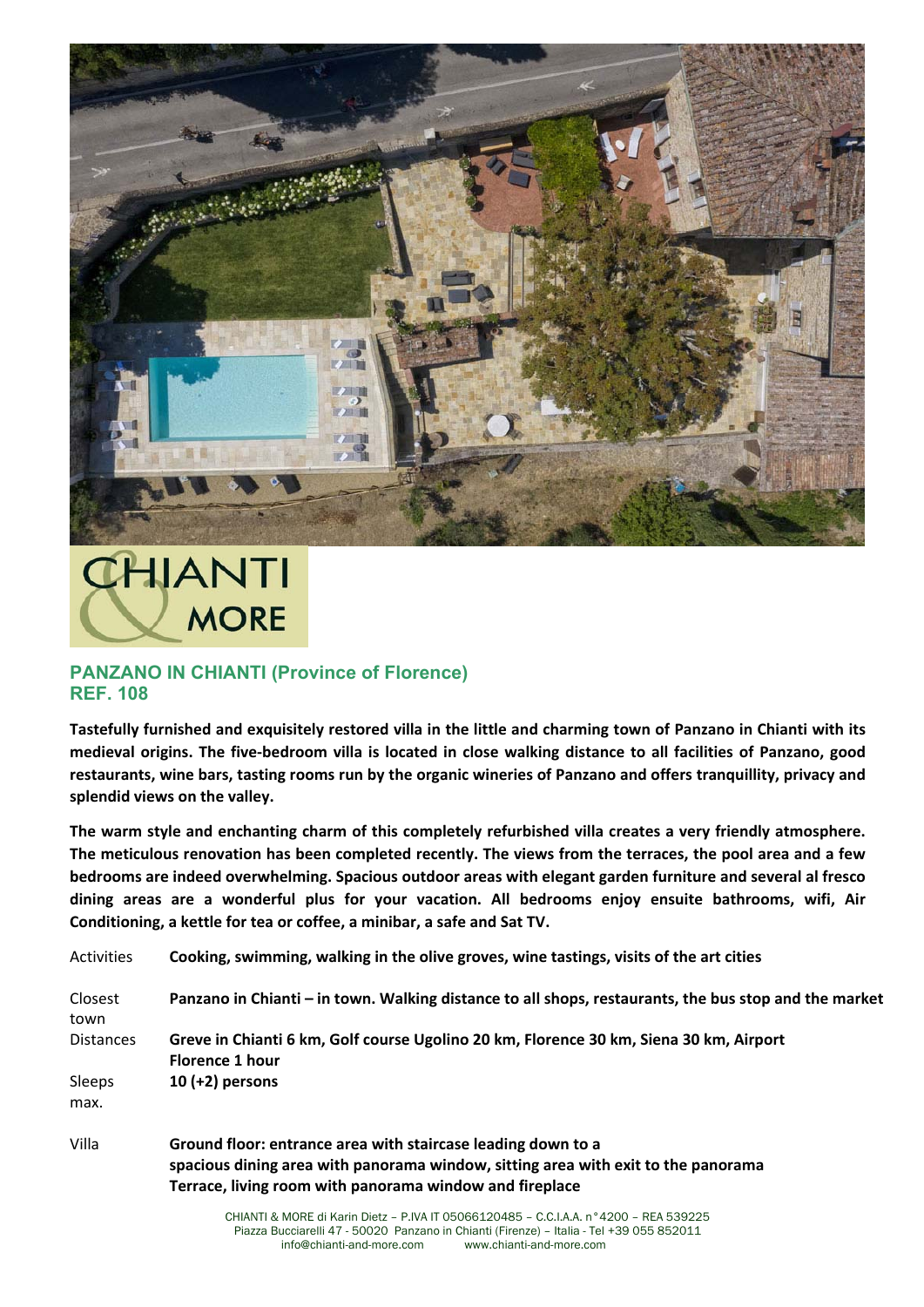## PANZANO IN CHIANTI (Province of Florence)
## REF. 108

**Tastefully furnished and exquisitely restored villa in the little and charming town of Panzano in Chianti with its medieval origins. The five-bedroom villa is located in close walking distance to all facilities of Panzano, good restaurants, wine bars, tasting rooms run by the organic wineries of Panzano and offers tranquillity, privacy and splendid views on the valley.**

**The warm style and enchanting charm of this completely refurbished villa creates a very friendly atmosphere. The meticulous renovation has been completed recently. The views from the terraces, the pool area and a few bedrooms are indeed overwhelming. Spacious outdoor areas with elegant garden furniture and several al fresco dining areas are a wonderful plus for your vacation. All bedrooms enjoy ensuite bathrooms, wifi, Air Conditioning, a kettle for tea or coffee, a minibar, a safe and Sat TV.**

| | |
|---|---|
| Activities | **Cooking, swimming, walking in the olive groves, wine tastings, visits of the art cities** |
| Closest town | **Panzano in Chianti – in town. Walking distance to all shops, restaurants, the bus stop and the market** |
| Distances | **Greve in Chianti 6 km, Golf course Ugolino 20 km, Florence 30 km, Siena 30 km, Airport Florence 1 hour** |
| Sleeps max. | **10 (+2) persons** |
| Villa | **Ground floor: entrance area with staircase leading down to a spacious dining area with panorama window, sitting area with exit to the panorama Terrace, living room with panorama window and fireplace** |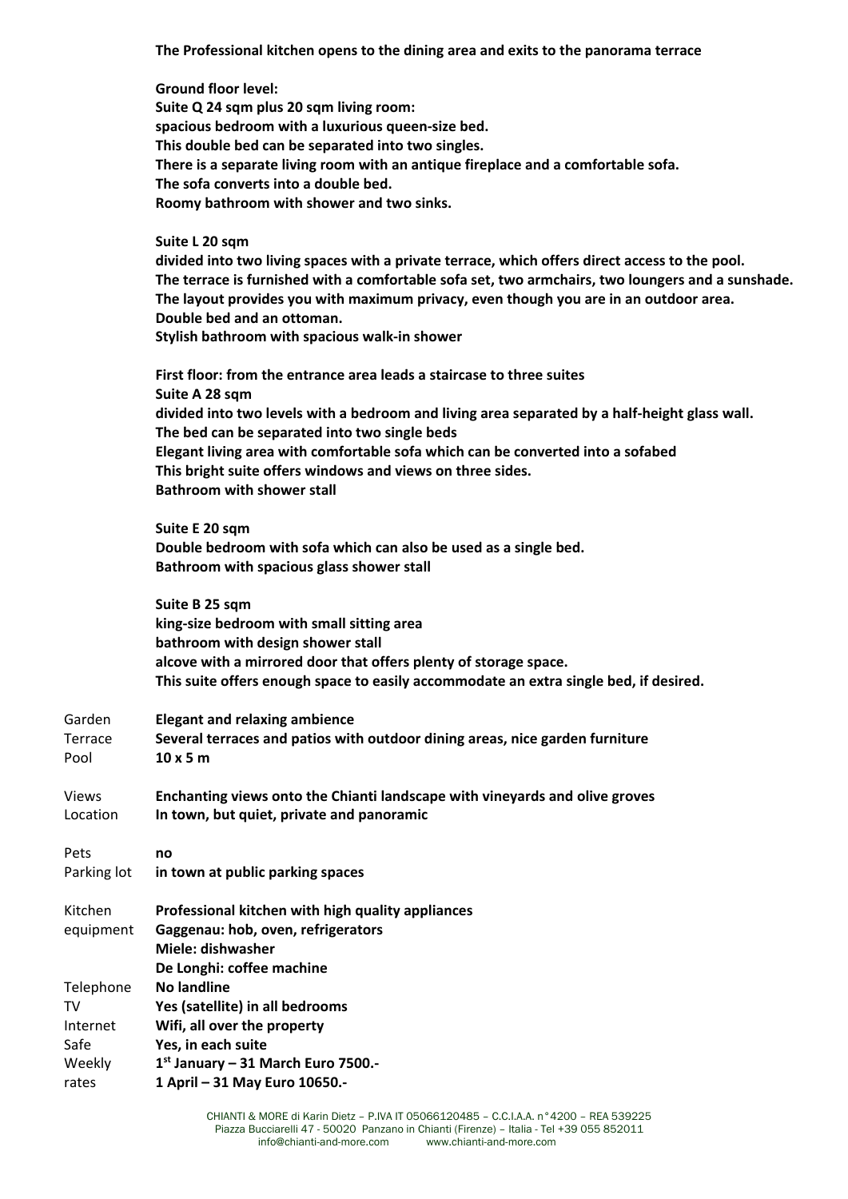**The Professional kitchen opens to the dining area and exits to the panorama terrace**

**Ground floor level:**
**Suite Q 24 sqm plus 20 sqm living room:**
**spacious bedroom with a luxurious queen-size bed.**
**This double bed can be separated into two singles.**
**There is a separate living room with an antique fireplace and a comfortable sofa.**
**The sofa converts into a double bed.**
**Roomy bathroom with shower and two sinks.**

**Suite L 20 sqm**
**divided into two living spaces with a private terrace, which offers direct access to the pool.**
**The terrace is furnished with a comfortable sofa set, two armchairs, two loungers and a sunshade.**
**The layout provides you with maximum privacy, even though you are in an outdoor area.**
**Double bed and an ottoman.**
**Stylish bathroom with spacious walk-in shower**

**First floor: from the entrance area leads a staircase to three suites**
**Suite A 28 sqm**
**divided into two levels with a bedroom and living area separated by a half-height glass wall.**
**The bed can be separated into two single beds**
**Elegant living area with comfortable sofa which can be converted into a sofabed**
**This bright suite offers windows and views on three sides.**
**Bathroom with shower stall**

**Suite E 20 sqm**
**Double bedroom with sofa which can also be used as a single bed.**
**Bathroom with spacious glass shower stall**

**Suite B 25 sqm**
**king-size bedroom with small sitting area**
**bathroom with design shower stall**
**alcove with a mirrored door that offers plenty of storage space.**
**This suite offers enough space to easily accommodate an extra single bed, if desired.**

| | |
|---|---|
| Garden | **Elegant and relaxing ambience** |
| Terrace | **Several terraces and patios with outdoor dining areas, nice garden furniture** |
| Pool | **10 x 5 m** |
| Views | **Enchanting views onto the Chianti landscape with vineyards and olive groves** |
| Location | **In town, but quiet, private and panoramic** |
| Pets | **no** |
| Parking lot | **in town at public parking spaces** |
| Kitchen equipment | **Professional kitchen with high quality appliances**<br>**Gaggenau: hob, oven, refrigerators**<br>**Miele: dishwasher**<br>**De Longhi: coffee machine** |
| Telephone | **No landline** |
| TV | **Yes (satellite) in all bedrooms** |
| Internet | **Wifi, all over the property** |
| Safe | **Yes, in each suite** |
| Weekly rates | **1st January – 31 March Euro 7500.-**<br>**1 April – 31 May Euro 10650.-** |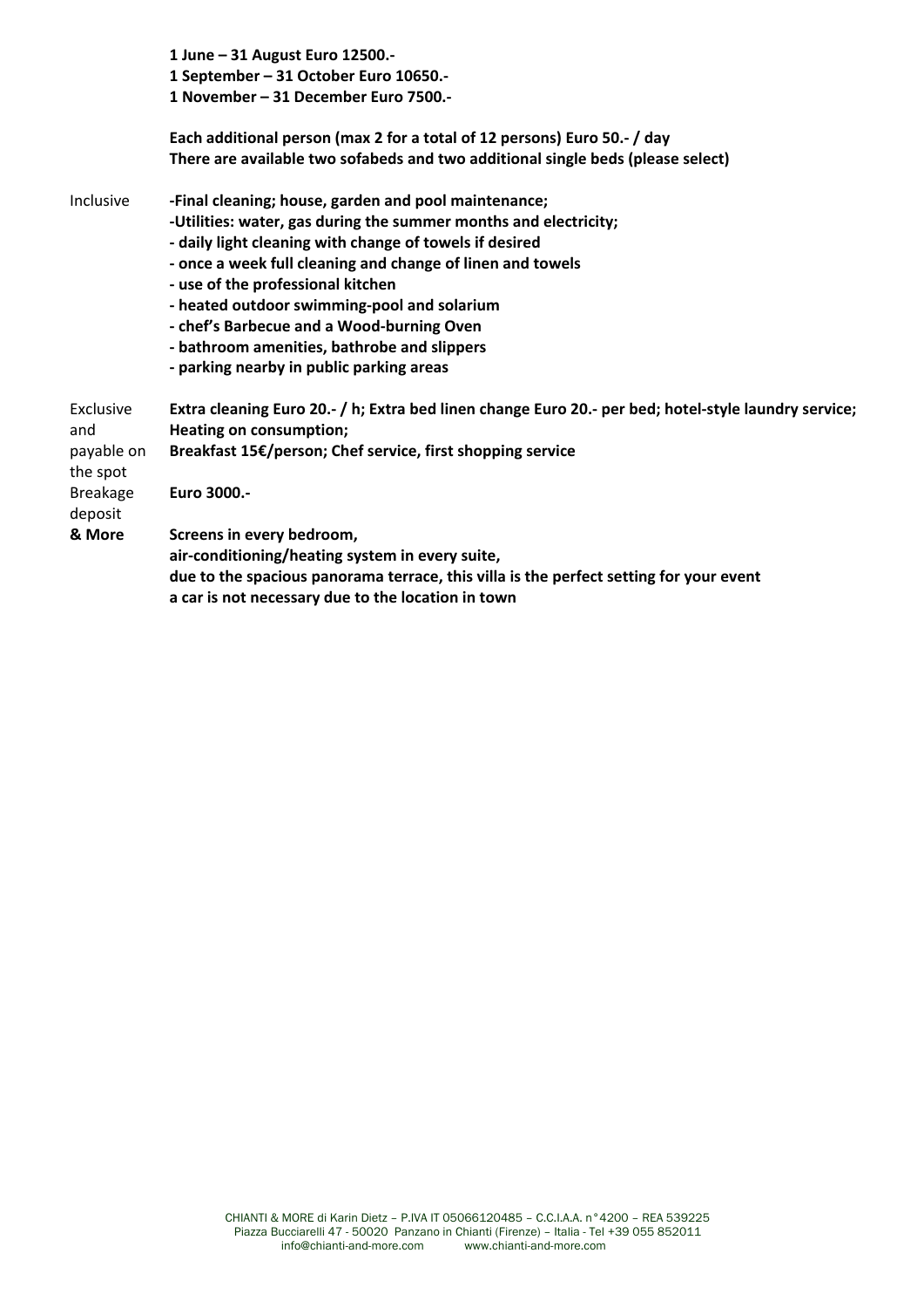**1 June – 31 August Euro 12500.-**
**1 September – 31 October Euro 10650.-**
**1 November – 31 December Euro 7500.-**

**Each additional person (max 2 for a total of 12 persons) Euro 50.- / day**
**There are available two sofabeds and two additional single beds (please select)**

| | |
|---|---|
| Inclusive | **-Final cleaning; house, garden and pool maintenance;**<br>**-Utilities: water, gas during the summer months and electricity;**<br>**- daily light cleaning with change of towels if desired**<br>**- once a week full cleaning and change of linen and towels**<br>**- use of the professional kitchen**<br>**- heated outdoor swimming-pool and solarium**<br>**- chef's Barbecue and a Wood-burning Oven**<br>**- bathroom amenities, bathrobe and slippers**<br>**- parking nearby in public parking areas** |
| Exclusive and payable on the spot | **Extra cleaning Euro 20.- / h; Extra bed linen change Euro 20.- per bed; hotel-style laundry service; Heating on consumption;**<br>**Breakfast 15€/person; Chef service, first shopping service** |
| Breakage deposit | **Euro 3000.-** |
| **& More** | **Screens in every bedroom,**<br>**air-conditioning/heating system in every suite,**<br>**due to the spacious panorama terrace, this villa is the perfect setting for your event**<br>**a car is not necessary due to the location in town** |

CHIANTI & MORE di Karin Dietz – P.IVA IT 05066120485 – C.C.I.A.A. n°4200 – REA 539225
Piazza Bucciarelli 47 - 50020 Panzano in Chianti (Firenze) – Italia - Tel +39 055 852011
info@chianti-and-more.com www.chianti-and-more.com